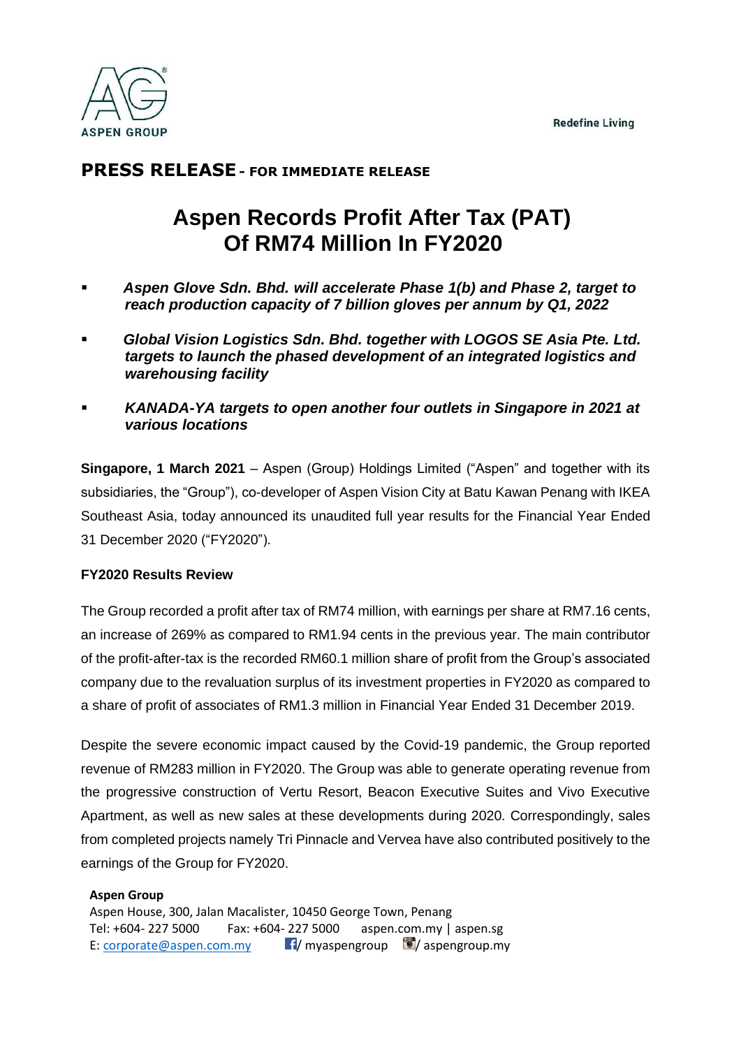Redefine Living

**PRESS RELEASE** – **FOR IMMEDIATE RELEASE**

# Aspen Records Profit After Tax (PAT) Of RM74 Million In FY2020

- ***Aspen Glove Sdn. Bhd. will accelerate Phase 1(b) and Phase 2, target to reach production capacity of 7 billion gloves per annum by Q1, 2022***
- ***Global Vision Logistics Sdn. Bhd. together with LOGOS SE Asia Pte. Ltd. targets to launch the phased development of an integrated logistics and warehousing facility***
- ***KANADA-YA targets to open another four outlets in Singapore in 2021 at various locations***

**Singapore, 1 March 2021** – Aspen (Group) Holdings Limited ("Aspen" and together with its subsidiaries, the "Group"), co-developer of Aspen Vision City at Batu Kawan Penang with IKEA Southeast Asia, today announced its unaudited full year results for the Financial Year Ended 31 December 2020 ("FY2020").

**FY2020 Results Review**

The Group recorded a profit after tax of RM74 million, with earnings per share at RM7.16 cents, an increase of 269% as compared to RM1.94 cents in the previous year. The main contributor of the profit-after-tax is the recorded RM60.1 million share of profit from the Group's associated company due to the revaluation surplus of its investment properties in FY2020 as compared to a share of profit of associates of RM1.3 million in Financial Year Ended 31 December 2019.

Despite the severe economic impact caused by the Covid-19 pandemic, the Group reported revenue of RM283 million in FY2020. The Group was able to generate operating revenue from the progressive construction of Vertu Resort, Beacon Executive Suites and Vivo Executive Apartment, as well as new sales at these developments during 2020. Correspondingly, sales from completed projects namely Tri Pinnacle and Vervea have also contributed positively to the earnings of the Group for FY2020.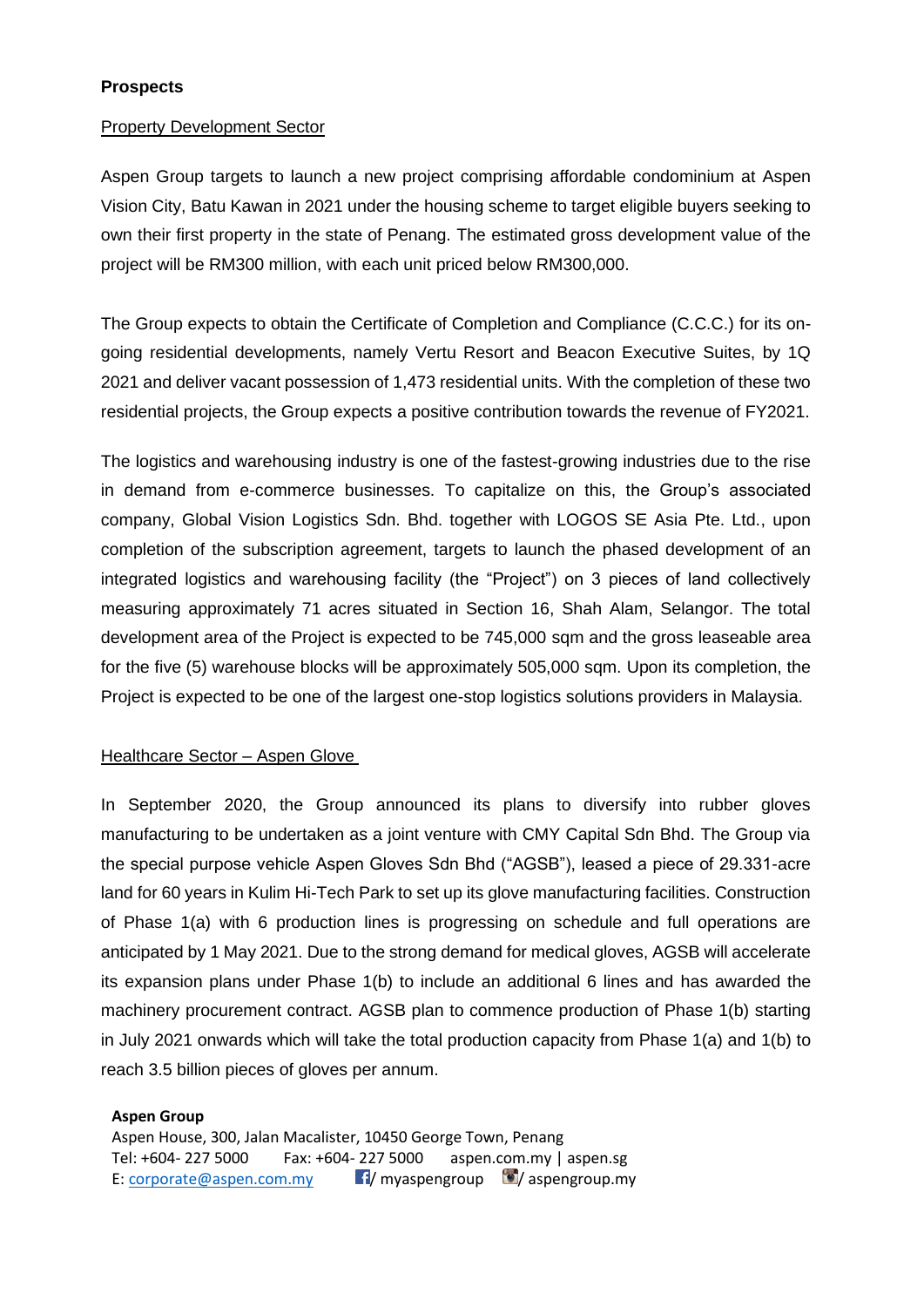**Prospects**

Property Development Sector

Aspen Group targets to launch a new project comprising affordable condominium at Aspen Vision City, Batu Kawan in 2021 under the housing scheme to target eligible buyers seeking to own their first property in the state of Penang. The estimated gross development value of the project will be RM300 million, with each unit priced below RM300,000.

The Group expects to obtain the Certificate of Completion and Compliance (C.C.C.) for its on-going residential developments, namely Vertu Resort and Beacon Executive Suites, by 1Q 2021 and deliver vacant possession of 1,473 residential units. With the completion of these two residential projects, the Group expects a positive contribution towards the revenue of FY2021.

The logistics and warehousing industry is one of the fastest-growing industries due to the rise in demand from e-commerce businesses. To capitalize on this, the Group's associated company, Global Vision Logistics Sdn. Bhd. together with LOGOS SE Asia Pte. Ltd., upon completion of the subscription agreement, targets to launch the phased development of an integrated logistics and warehousing facility (the "Project") on 3 pieces of land collectively measuring approximately 71 acres situated in Section 16, Shah Alam, Selangor. The total development area of the Project is expected to be 745,000 sqm and the gross leaseable area for the five (5) warehouse blocks will be approximately 505,000 sqm. Upon its completion, the Project is expected to be one of the largest one-stop logistics solutions providers in Malaysia.

Healthcare Sector – Aspen Glove

In September 2020, the Group announced its plans to diversify into rubber gloves manufacturing to be undertaken as a joint venture with CMY Capital Sdn Bhd. The Group via the special purpose vehicle Aspen Gloves Sdn Bhd ("AGSB"), leased a piece of 29.331-acre land for 60 years in Kulim Hi-Tech Park to set up its glove manufacturing facilities. Construction of Phase 1(a) with 6 production lines is progressing on schedule and full operations are anticipated by 1 May 2021. Due to the strong demand for medical gloves, AGSB will accelerate its expansion plans under Phase 1(b) to include an additional 6 lines and has awarded the machinery procurement contract. AGSB plan to commence production of Phase 1(b) starting in July 2021 onwards which will take the total production capacity from Phase 1(a) and 1(b) to reach 3.5 billion pieces of gloves per annum.

**Aspen Group**
Aspen House, 300, Jalan Macalister, 10450 George Town, Penang
Tel: +604- 227 5000 Fax: +604- 227 5000 aspen.com.my | aspen.sg
E: corporate@aspen.com.my / myaspengroup / aspengroup.my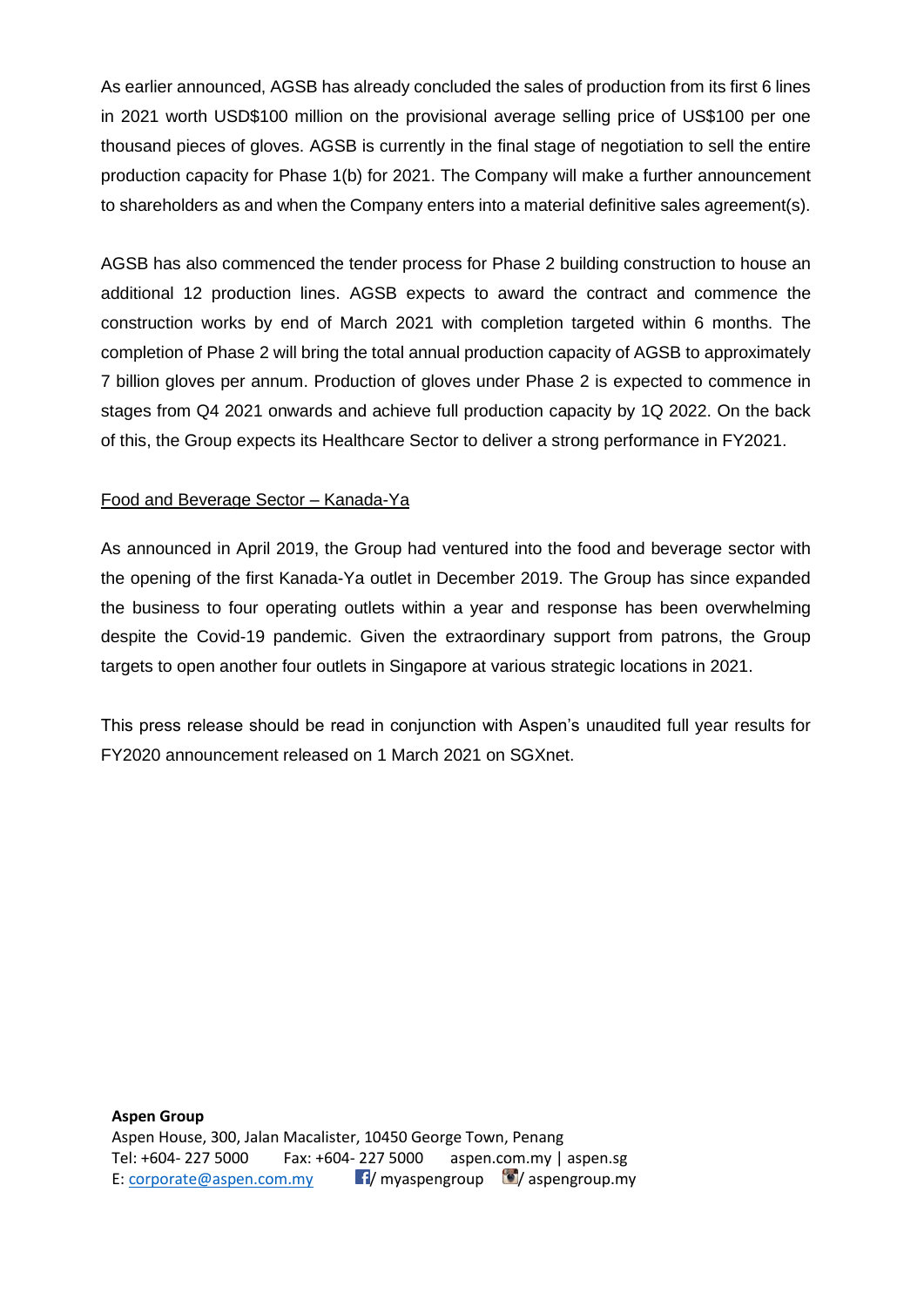As earlier announced, AGSB has already concluded the sales of production from its first 6 lines in 2021 worth USD$100 million on the provisional average selling price of US$100 per one thousand pieces of gloves. AGSB is currently in the final stage of negotiation to sell the entire production capacity for Phase 1(b) for 2021. The Company will make a further announcement to shareholders as and when the Company enters into a material definitive sales agreement(s).

AGSB has also commenced the tender process for Phase 2 building construction to house an additional 12 production lines. AGSB expects to award the contract and commence the construction works by end of March 2021 with completion targeted within 6 months. The completion of Phase 2 will bring the total annual production capacity of AGSB to approximately 7 billion gloves per annum. Production of gloves under Phase 2 is expected to commence in stages from Q4 2021 onwards and achieve full production capacity by 1Q 2022. On the back of this, the Group expects its Healthcare Sector to deliver a strong performance in FY2021.

<u>Food and Beverage Sector – Kanada-Ya</u>

As announced in April 2019, the Group had ventured into the food and beverage sector with the opening of the first Kanada-Ya outlet in December 2019. The Group has since expanded the business to four operating outlets within a year and response has been overwhelming despite the Covid-19 pandemic. Given the extraordinary support from patrons, the Group targets to open another four outlets in Singapore at various strategic locations in 2021.

This press release should be read in conjunction with Aspen's unaudited full year results for FY2020 announcement released on 1 March 2021 on SGXnet.

**Aspen Group**
Aspen House, 300, Jalan Macalister, 10450 George Town, Penang
Tel: +604- 227 5000 Fax: +604- 227 5000 aspen.com.my | aspen.sg
E: corporate@aspen.com.my / myaspengroup / aspengroup.my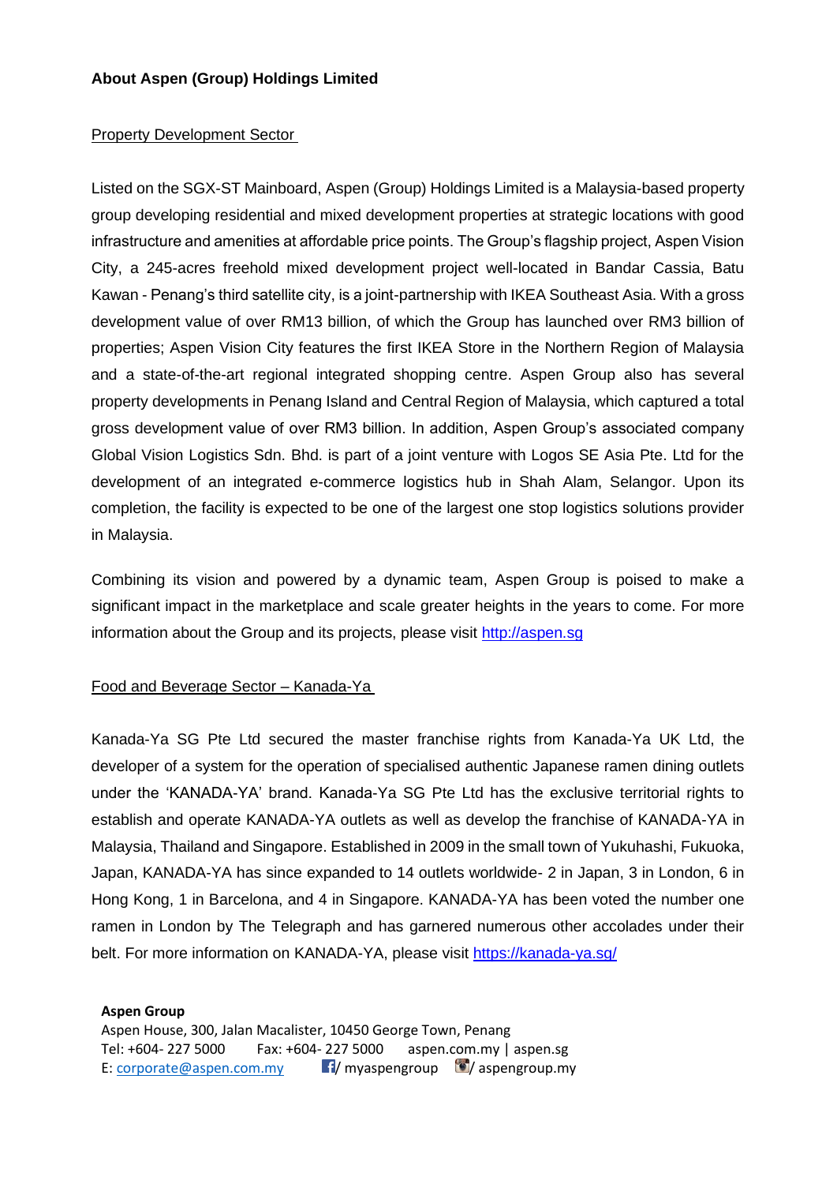**About Aspen (Group) Holdings Limited**

Property Development Sector

Listed on the SGX-ST Mainboard, Aspen (Group) Holdings Limited is a Malaysia-based property group developing residential and mixed development properties at strategic locations with good infrastructure and amenities at affordable price points. The Group's flagship project, Aspen Vision City, a 245-acres freehold mixed development project well-located in Bandar Cassia, Batu Kawan - Penang's third satellite city, is a joint-partnership with IKEA Southeast Asia. With a gross development value of over RM13 billion, of which the Group has launched over RM3 billion of properties; Aspen Vision City features the first IKEA Store in the Northern Region of Malaysia and a state-of-the-art regional integrated shopping centre. Aspen Group also has several property developments in Penang Island and Central Region of Malaysia, which captured a total gross development value of over RM3 billion. In addition, Aspen Group's associated company Global Vision Logistics Sdn. Bhd. is part of a joint venture with Logos SE Asia Pte. Ltd for the development of an integrated e-commerce logistics hub in Shah Alam, Selangor. Upon its completion, the facility is expected to be one of the largest one stop logistics solutions provider in Malaysia.

Combining its vision and powered by a dynamic team, Aspen Group is poised to make a significant impact in the marketplace and scale greater heights in the years to come. For more information about the Group and its projects, please visit http://aspen.sg

Food and Beverage Sector – Kanada-Ya

Kanada-Ya SG Pte Ltd secured the master franchise rights from Kanada-Ya UK Ltd, the developer of a system for the operation of specialised authentic Japanese ramen dining outlets under the 'KANADA-YA' brand. Kanada-Ya SG Pte Ltd has the exclusive territorial rights to establish and operate KANADA-YA outlets as well as develop the franchise of KANADA-YA in Malaysia, Thailand and Singapore. Established in 2009 in the small town of Yukuhashi, Fukuoka, Japan, KANADA-YA has since expanded to 14 outlets worldwide- 2 in Japan, 3 in London, 6 in Hong Kong, 1 in Barcelona, and 4 in Singapore. KANADA-YA has been voted the number one ramen in London by The Telegraph and has garnered numerous other accolades under their belt. For more information on KANADA-YA, please visit https://kanada-ya.sg/

**Aspen Group**
Aspen House, 300, Jalan Macalister, 10450 George Town, Penang
Tel: +604- 227 5000 Fax: +604- 227 5000 aspen.com.my | aspen.sg
E: corporate@aspen.com.my / myaspengroup / aspengroup.my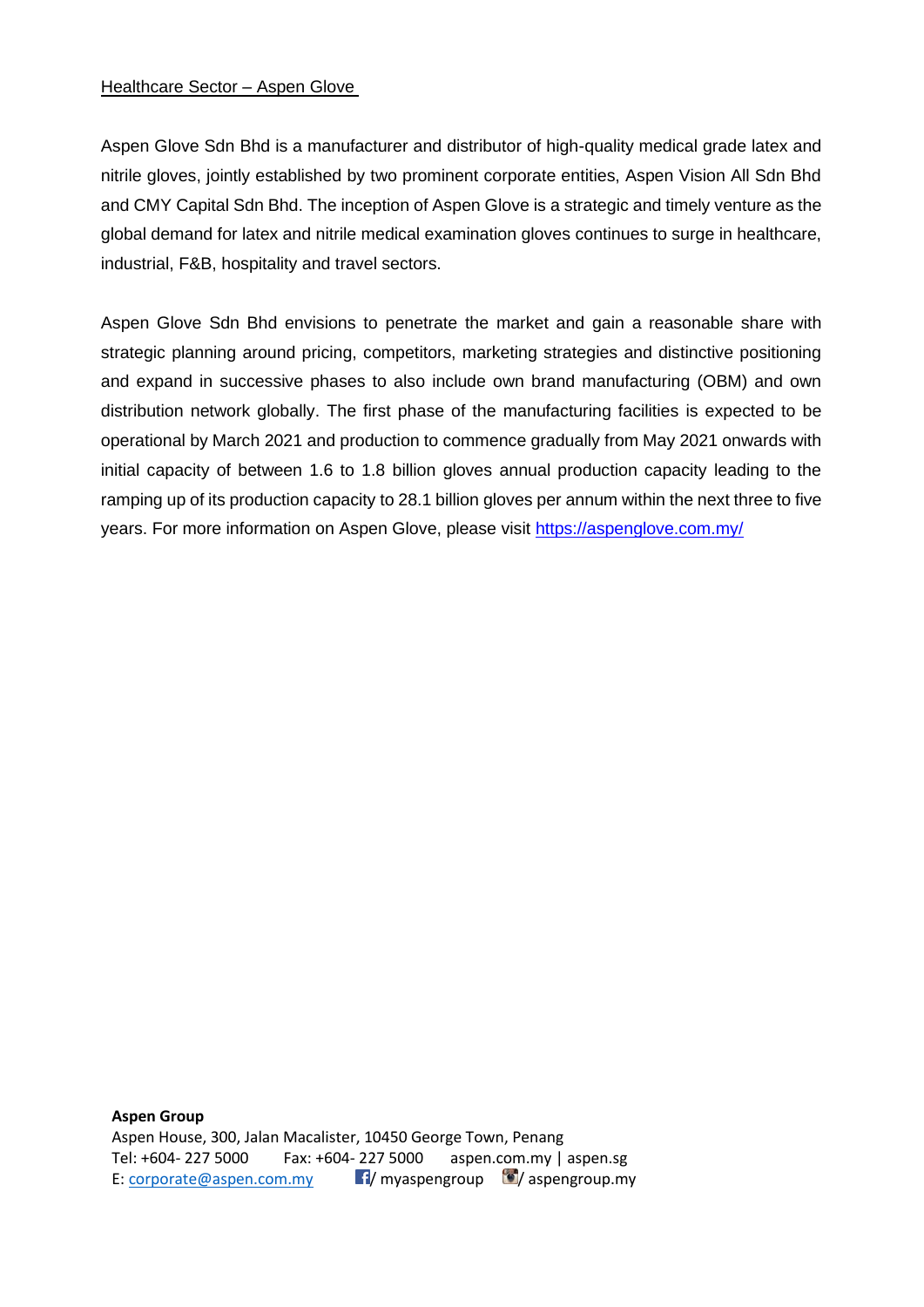Healthcare Sector – Aspen Glove

Aspen Glove Sdn Bhd is a manufacturer and distributor of high-quality medical grade latex and nitrile gloves, jointly established by two prominent corporate entities, Aspen Vision All Sdn Bhd and CMY Capital Sdn Bhd. The inception of Aspen Glove is a strategic and timely venture as the global demand for latex and nitrile medical examination gloves continues to surge in healthcare, industrial, F&B, hospitality and travel sectors.

Aspen Glove Sdn Bhd envisions to penetrate the market and gain a reasonable share with strategic planning around pricing, competitors, marketing strategies and distinctive positioning and expand in successive phases to also include own brand manufacturing (OBM) and own distribution network globally. The first phase of the manufacturing facilities is expected to be operational by March 2021 and production to commence gradually from May 2021 onwards with initial capacity of between 1.6 to 1.8 billion gloves annual production capacity leading to the ramping up of its production capacity to 28.1 billion gloves per annum within the next three to five years. For more information on Aspen Glove, please visit [https://aspenglove.com.my/](https://aspenglove.com.my/)

**Aspen Group**
Aspen House, 300, Jalan Macalister, 10450 George Town, Penang
Tel: +604- 227 5000 Fax: +604- 227 5000 aspen.com.my | aspen.sg
E: [corporate@aspen.com.my](mailto:corporate@aspen.com.my) / myaspengroup / aspengroup.my